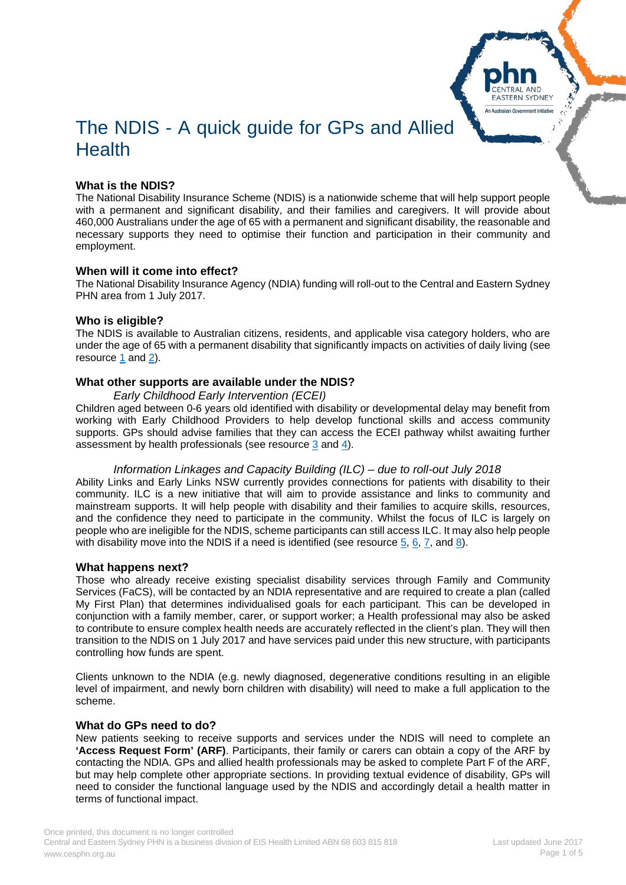# The NDIS - A quick guide for GPs and Allied Health

### What is the NDIS?

The National Disability Insurance Scheme (NDIS) is a nationwide scheme that will help support people with a permanent and significant disability, and their families and caregivers. It will provide about 460,000 Australians under the age of 65 with a permanent and significant disability, the reasonable and necessary supports they need to optimise their function and participation in their community and employment.

### When will it come into effect?

The National Disability Insurance Agency (NDIA) funding will roll-out to the Central and Eastern Sydney PHN area from 1 July 2017.

### Who is eligible?

The NDIS is available to Australian citizens, residents, and applicable visa category holders, who are under the age of 65 with a permanent disability that significantly impacts on activities of daily living (see resource 1 and 2).

### What other supports are available under the NDIS?

*Early Childhood Early Intervention (ECEI)*

Children aged between 0-6 years old identified with disability or developmental delay may benefit from working with Early Childhood Providers to help develop functional skills and access community supports. GPs should advise families that they can access the ECEI pathway whilst awaiting further assessment by health professionals (see resource 3 and 4).

*Information Linkages and Capacity Building (ILC) – due to roll-out July 2018*

Ability Links and Early Links NSW currently provides connections for patients with disability to their community. ILC is a new initiative that will aim to provide assistance and links to community and mainstream supports. It will help people with disability and their families to acquire skills, resources, and the confidence they need to participate in the community. Whilst the focus of ILC is largely on people who are ineligible for the NDIS, scheme participants can still access ILC. It may also help people with disability move into the NDIS if a need is identified (see resource 5, 6, 7, and 8).

### What happens next?

Those who already receive existing specialist disability services through Family and Community Services (FaCS), will be contacted by an NDIA representative and are required to create a plan (called My First Plan) that determines individualised goals for each participant. This can be developed in conjunction with a family member, carer, or support worker; a Health professional may also be asked to contribute to ensure complex health needs are accurately reflected in the client's plan. They will then transition to the NDIS on 1 July 2017 and have services paid under this new structure, with participants controlling how funds are spent.

Clients unknown to the NDIA (e.g. newly diagnosed, degenerative conditions resulting in an eligible level of impairment, and newly born children with disability) will need to make a full application to the scheme.

### What do GPs need to do?

New patients seeking to receive supports and services under the NDIS will need to complete an **'Access Request Form' (ARF)**. Participants, their family or carers can obtain a copy of the ARF by contacting the NDIA. GPs and allied health professionals may be asked to complete Part F of the ARF, but may help complete other appropriate sections. In providing textual evidence of disability, GPs will need to consider the functional language used by the NDIS and accordingly detail a health matter in terms of functional impact.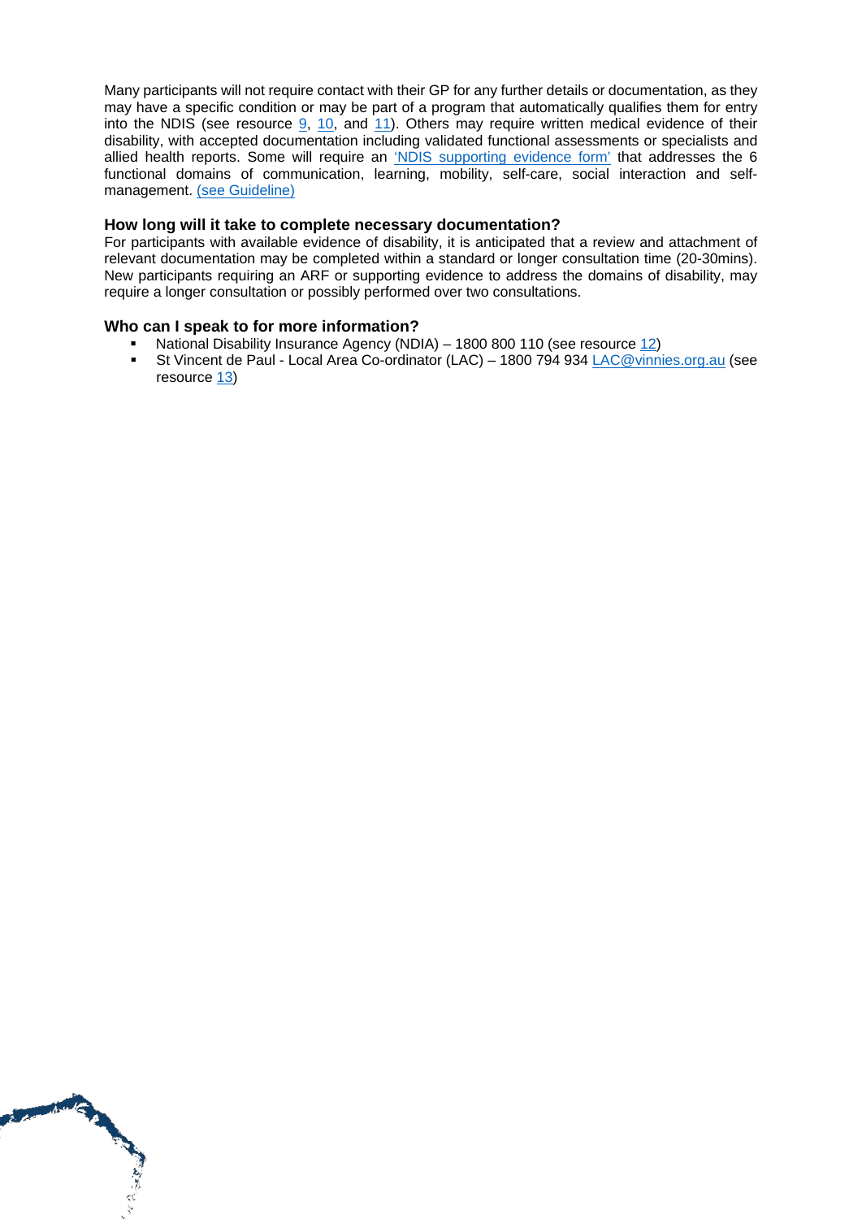Many participants will not require contact with their GP for any further details or documentation, as they may have a specific condition or may be part of a program that automatically qualifies them for entry into the NDIS (see resource 9, 10, and 11). Others may require written medical evidence of their disability, with accepted documentation including validated functional assessments or specialists and allied health reports. Some will require an 'NDIS supporting evidence form' that addresses the 6 functional domains of communication, learning, mobility, self-care, social interaction and self-management. (see Guideline)

### How long will it take to complete necessary documentation?

For participants with available evidence of disability, it is anticipated that a review and attachment of relevant documentation may be completed within a standard or longer consultation time (20-30mins). New participants requiring an ARF or supporting evidence to address the domains of disability, may require a longer consultation or possibly performed over two consultations.

### Who can I speak to for more information?

- National Disability Insurance Agency (NDIA) – 1800 800 110 (see resource 12)
- St Vincent de Paul - Local Area Co-ordinator (LAC) – 1800 794 934 LAC@vinnies.org.au (see resource 13)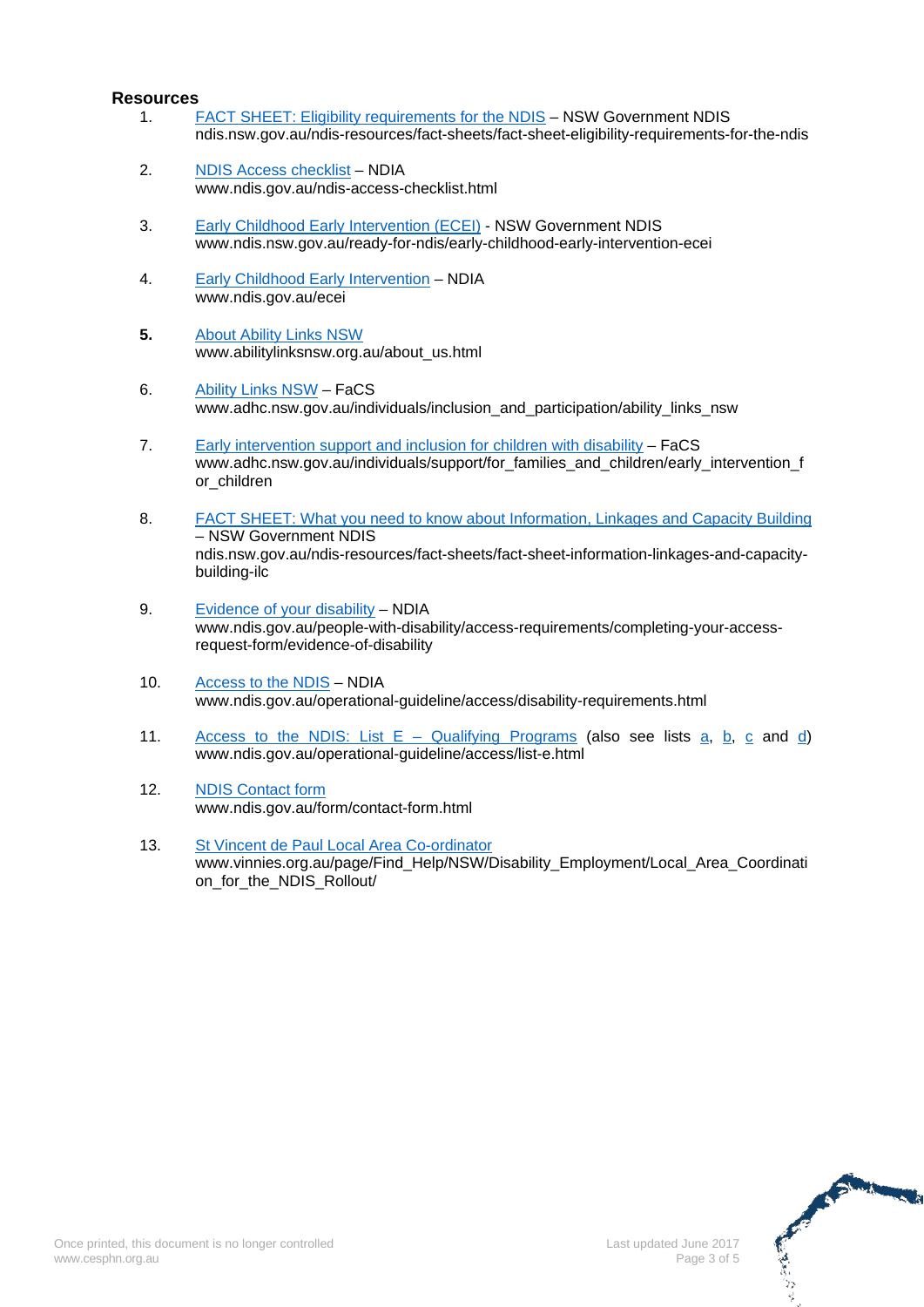## Resources

1. FACT SHEET: Eligibility requirements for the NDIS – NSW Government NDIS
   ndis.nsw.gov.au/ndis-resources/fact-sheets/fact-sheet-eligibility-requirements-for-the-ndis

2. NDIS Access checklist – NDIA
   www.ndis.gov.au/ndis-access-checklist.html

3. Early Childhood Early Intervention (ECEI) - NSW Government NDIS
   www.ndis.nsw.gov.au/ready-for-ndis/early-childhood-early-intervention-ecei

4. Early Childhood Early Intervention – NDIA
   www.ndis.gov.au/ecei

5. About Ability Links NSW
   www.abilitylinksnsw.org.au/about_us.html

6. Ability Links NSW – FaCS
   www.adhc.nsw.gov.au/individuals/inclusion_and_participation/ability_links_nsw

7. Early intervention support and inclusion for children with disability – FaCS
   www.adhc.nsw.gov.au/individuals/support/for_families_and_children/early_intervention_for_children

8. FACT SHEET: What you need to know about Information, Linkages and Capacity Building – NSW Government NDIS
   ndis.nsw.gov.au/ndis-resources/fact-sheets/fact-sheet-information-linkages-and-capacity-building-ilc

9. Evidence of your disability – NDIA
   www.ndis.gov.au/people-with-disability/access-requirements/completing-your-access-request-form/evidence-of-disability

10. Access to the NDIS – NDIA
    www.ndis.gov.au/operational-guideline/access/disability-requirements.html

11. Access to the NDIS: List E – Qualifying Programs (also see lists a, b, c and d)
    www.ndis.gov.au/operational-guideline/access/list-e.html

12. NDIS Contact form
    www.ndis.gov.au/form/contact-form.html

13. St Vincent de Paul Local Area Co-ordinator
    www.vinnies.org.au/page/Find_Help/NSW/Disability_Employment/Local_Area_Coordination_for_the_NDIS_Rollout/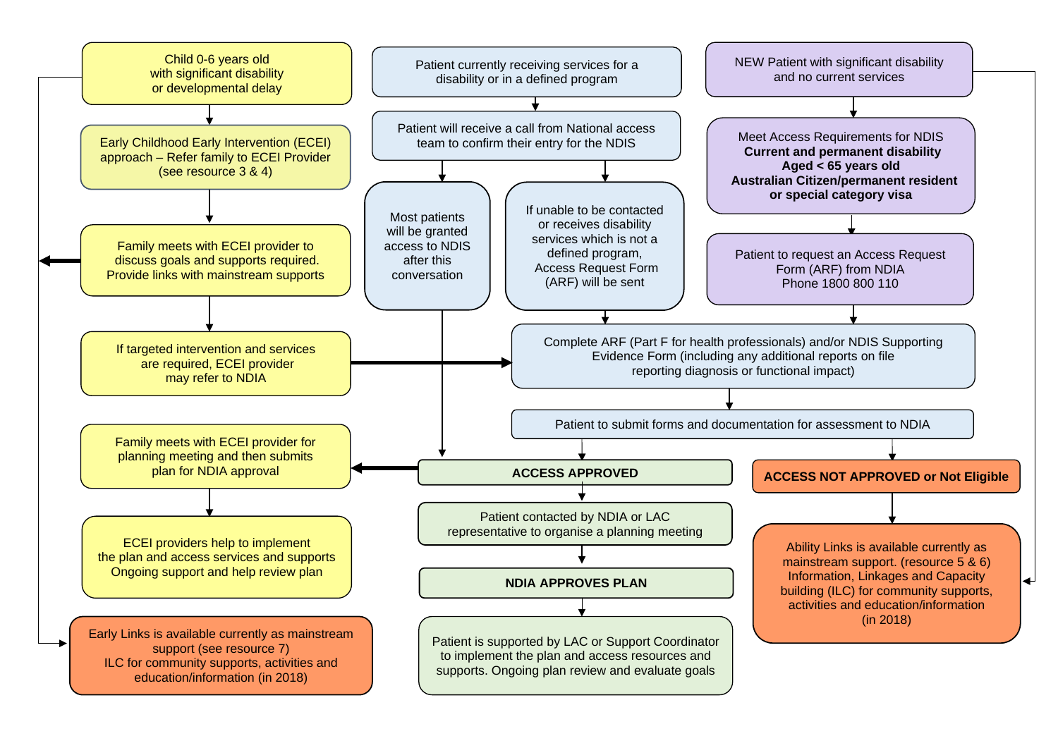Child 0-6 years old with significant disability or developmental delay

Early Childhood Early Intervention (ECEI) approach – Refer family to ECEI Provider (see resource 3 & 4)

Family meets with ECEI provider to discuss goals and supports required. Provide links with mainstream supports

If targeted intervention and services are required, ECEI provider may refer to NDIA

Family meets with ECEI provider for planning meeting and then submits plan for NDIA approval

ECEI providers help to implement the plan and access services and supports Ongoing support and help review plan

Early Links is available currently as mainstream support (see resource 7) ILC for community supports, activities and education/information (in 2018)

Patient currently receiving services for a disability or in a defined program

Patient will receive a call from National access team to confirm their entry for the NDIS

Most patients will be granted access to NDIS after this conversation

If unable to be contacted or receives disability services which is not a defined program, Access Request Form (ARF) will be sent

NEW Patient with significant disability and no current services

Meet Access Requirements for NDIS
**Current and permanent disability**
**Aged < 65 years old**
**Australian Citizen/permanent resident or special category visa**

Patient to request an Access Request Form (ARF) from NDIA Phone 1800 800 110

Complete ARF (Part F for health professionals) and/or NDIS Supporting Evidence Form (including any additional reports on file reporting diagnosis or functional impact)

Patient to submit forms and documentation for assessment to NDIA

**ACCESS APPROVED**

Patient contacted by NDIA or LAC representative to organise a planning meeting

**NDIA APPROVES PLAN**

Patient is supported by LAC or Support Coordinator to implement the plan and access resources and supports. Ongoing plan review and evaluate goals

**ACCESS NOT APPROVED or Not Eligible**

Ability Links is available currently as mainstream support. (resource 5 & 6) Information, Linkages and Capacity building (ILC) for community supports, activities and education/information (in 2018)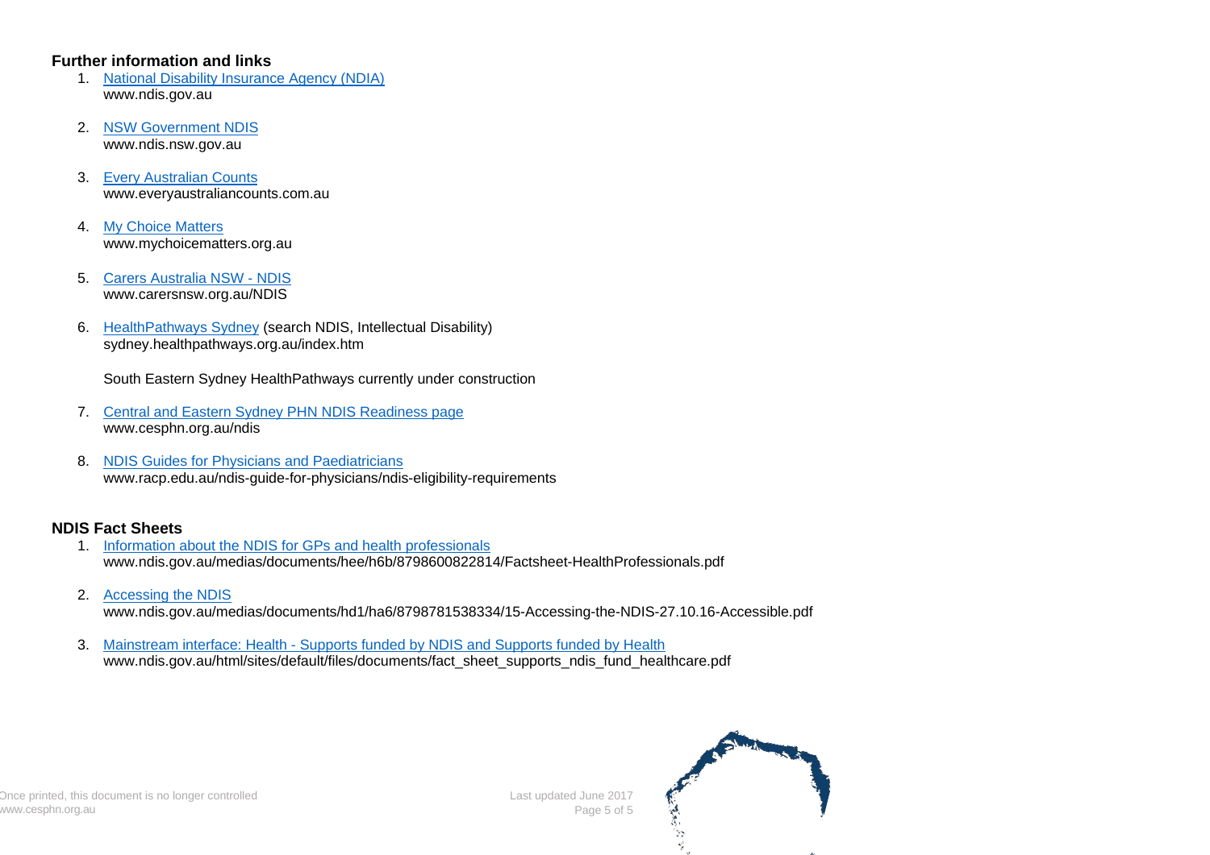## Further information and links

1. National Disability Insurance Agency (NDIA)
   www.ndis.gov.au

2. NSW Government NDIS
   www.ndis.nsw.gov.au

3. Every Australian Counts
   www.everyaustraliancounts.com.au

4. My Choice Matters
   www.mychoicematters.org.au

5. Carers Australia NSW - NDIS
   www.carersnsw.org.au/NDIS

6. HealthPathways Sydney (search NDIS, Intellectual Disability)
   sydney.healthpathways.org.au/index.htm

   South Eastern Sydney HealthPathways currently under construction

7. Central and Eastern Sydney PHN NDIS Readiness page
   www.cesphn.org.au/ndis

8. NDIS Guides for Physicians and Paediatricians
   www.racp.edu.au/ndis-guide-for-physicians/ndis-eligibility-requirements

## NDIS Fact Sheets

1. Information about the NDIS for GPs and health professionals
   www.ndis.gov.au/medias/documents/hee/h6b/8798600822814/Factsheet-HealthProfessionals.pdf

2. Accessing the NDIS
   www.ndis.gov.au/medias/documents/hd1/ha6/8798781538334/15-Accessing-the-NDIS-27.10.16-Accessible.pdf

3. Mainstream interface: Health - Supports funded by NDIS and Supports funded by Health
   www.ndis.gov.au/html/sites/default/files/documents/fact_sheet_supports_ndis_fund_healthcare.pdf